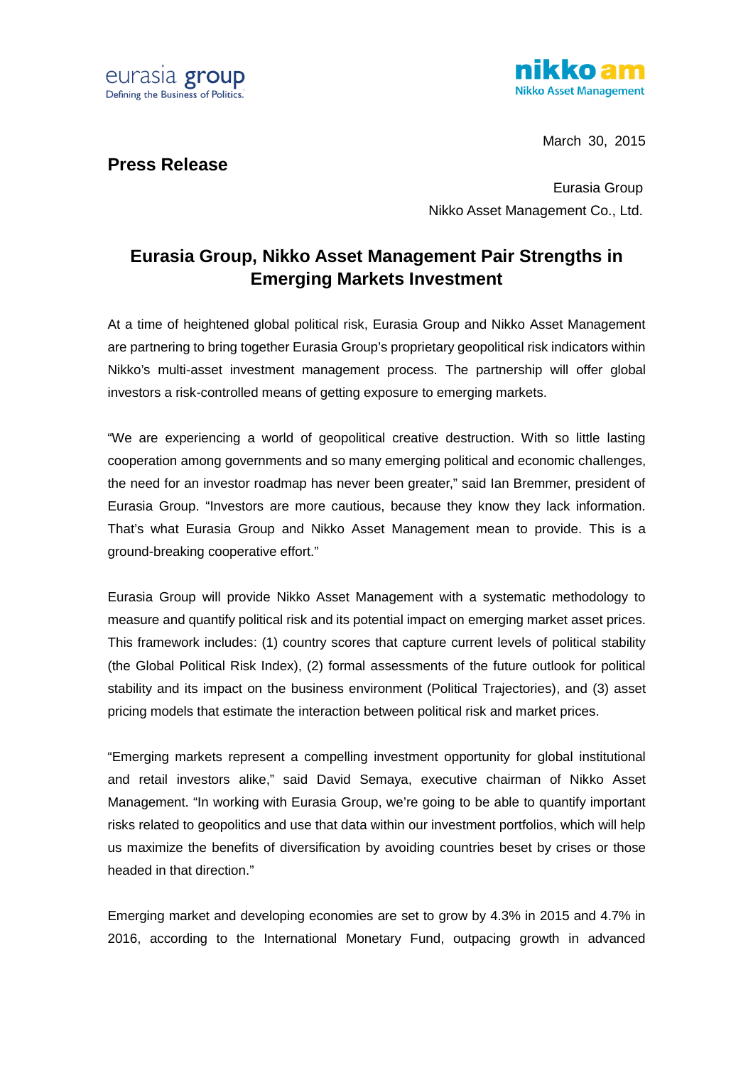eurasia group
Defining the Business of Politics.

nikko am
Nikko Asset Management

March 30, 2015

**Press Release**

Eurasia Group
Nikko Asset Management Co., Ltd.

# Eurasia Group, Nikko Asset Management Pair Strengths in Emerging Markets Investment

At a time of heightened global political risk, Eurasia Group and Nikko Asset Management are partnering to bring together Eurasia Group's proprietary geopolitical risk indicators within Nikko's multi-asset investment management process. The partnership will offer global investors a risk-controlled means of getting exposure to emerging markets.

"We are experiencing a world of geopolitical creative destruction. With so little lasting cooperation among governments and so many emerging political and economic challenges, the need for an investor roadmap has never been greater," said Ian Bremmer, president of Eurasia Group. "Investors are more cautious, because they know they lack information. That's what Eurasia Group and Nikko Asset Management mean to provide. This is a ground-breaking cooperative effort."

Eurasia Group will provide Nikko Asset Management with a systematic methodology to measure and quantify political risk and its potential impact on emerging market asset prices. This framework includes: (1) country scores that capture current levels of political stability (the Global Political Risk Index), (2) formal assessments of the future outlook for political stability and its impact on the business environment (Political Trajectories), and (3) asset pricing models that estimate the interaction between political risk and market prices.

"Emerging markets represent a compelling investment opportunity for global institutional and retail investors alike," said David Semaya, executive chairman of Nikko Asset Management. "In working with Eurasia Group, we're going to be able to quantify important risks related to geopolitics and use that data within our investment portfolios, which will help us maximize the benefits of diversification by avoiding countries beset by crises or those headed in that direction."

Emerging market and developing economies are set to grow by 4.3% in 2015 and 4.7% in 2016, according to the International Monetary Fund, outpacing growth in advanced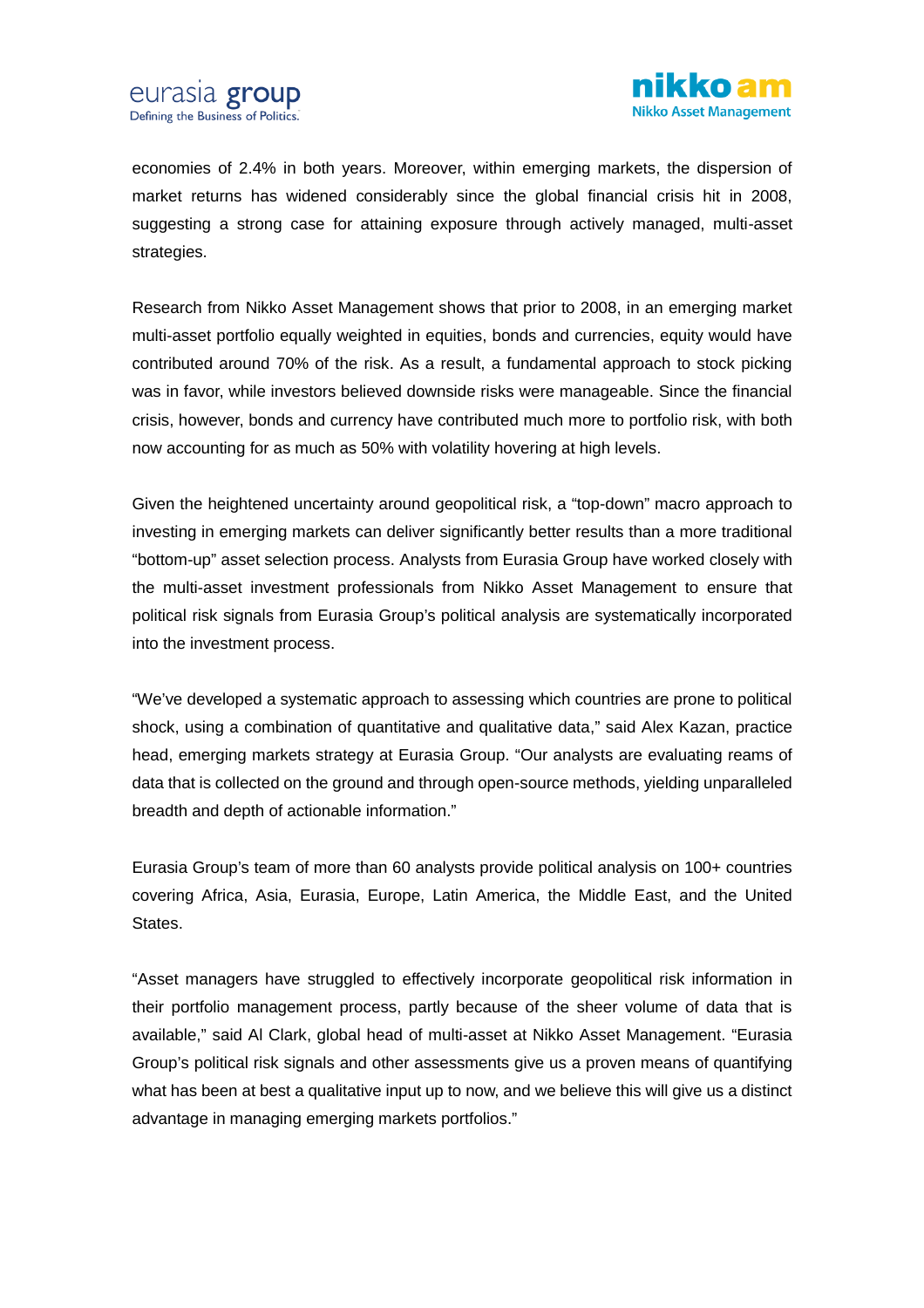economies of 2.4% in both years. Moreover, within emerging markets, the dispersion of market returns has widened considerably since the global financial crisis hit in 2008, suggesting a strong case for attaining exposure through actively managed, multi-asset strategies.

Research from Nikko Asset Management shows that prior to 2008, in an emerging market multi-asset portfolio equally weighted in equities, bonds and currencies, equity would have contributed around 70% of the risk. As a result, a fundamental approach to stock picking was in favor, while investors believed downside risks were manageable. Since the financial crisis, however, bonds and currency have contributed much more to portfolio risk, with both now accounting for as much as 50% with volatility hovering at high levels.

Given the heightened uncertainty around geopolitical risk, a "top-down" macro approach to investing in emerging markets can deliver significantly better results than a more traditional "bottom-up" asset selection process. Analysts from Eurasia Group have worked closely with the multi-asset investment professionals from Nikko Asset Management to ensure that political risk signals from Eurasia Group's political analysis are systematically incorporated into the investment process.

"We've developed a systematic approach to assessing which countries are prone to political shock, using a combination of quantitative and qualitative data," said Alex Kazan, practice head, emerging markets strategy at Eurasia Group. "Our analysts are evaluating reams of data that is collected on the ground and through open-source methods, yielding unparalleled breadth and depth of actionable information."

Eurasia Group's team of more than 60 analysts provide political analysis on 100+ countries covering Africa, Asia, Eurasia, Europe, Latin America, the Middle East, and the United States.

"Asset managers have struggled to effectively incorporate geopolitical risk information in their portfolio management process, partly because of the sheer volume of data that is available," said Al Clark, global head of multi-asset at Nikko Asset Management. "Eurasia Group's political risk signals and other assessments give us a proven means of quantifying what has been at best a qualitative input up to now, and we believe this will give us a distinct advantage in managing emerging markets portfolios."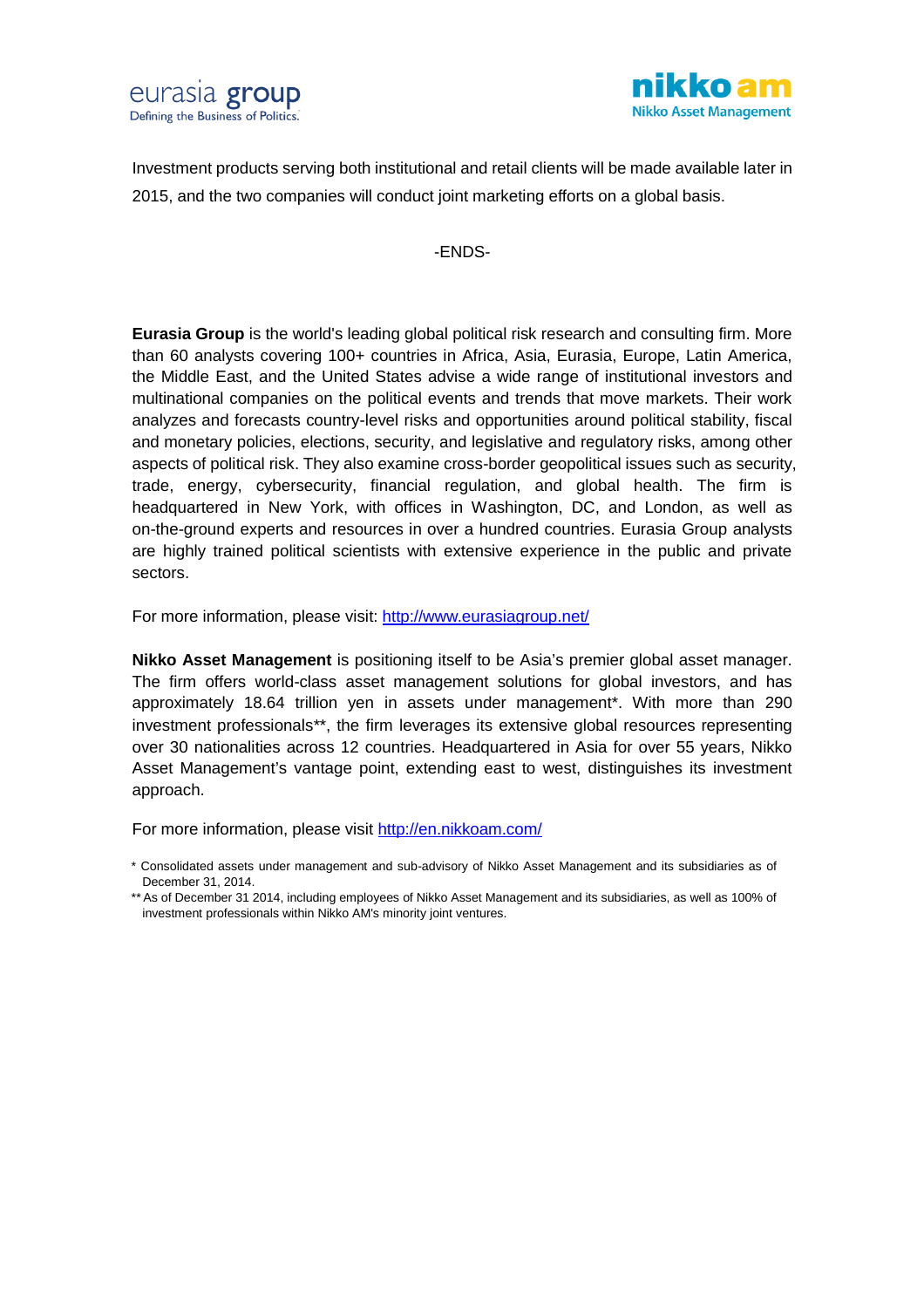Investment products serving both institutional and retail clients will be made available later in 2015, and the two companies will conduct joint marketing efforts on a global basis.

-ENDS-

**Eurasia Group** is the world's leading global political risk research and consulting firm. More than 60 analysts covering 100+ countries in Africa, Asia, Eurasia, Europe, Latin America, the Middle East, and the United States advise a wide range of institutional investors and multinational companies on the political events and trends that move markets. Their work analyzes and forecasts country-level risks and opportunities around political stability, fiscal and monetary policies, elections, security, and legislative and regulatory risks, among other aspects of political risk. They also examine cross-border geopolitical issues such as security, trade, energy, cybersecurity, financial regulation, and global health. The firm is headquartered in New York, with offices in Washington, DC, and London, as well as on-the-ground experts and resources in over a hundred countries. Eurasia Group analysts are highly trained political scientists with extensive experience in the public and private sectors.

For more information, please visit: [http://www.eurasiagroup.net/](http://www.eurasiagroup.net/)

**Nikko Asset Management** is positioning itself to be Asia's premier global asset manager. The firm offers world-class asset management solutions for global investors, and has approximately 18.64 trillion yen in assets under management*. With more than 290 investment professionals**, the firm leverages its extensive global resources representing over 30 nationalities across 12 countries. Headquartered in Asia for over 55 years, Nikko Asset Management's vantage point, extending east to west, distinguishes its investment approach.

For more information, please visit [http://en.nikkoam.com/](http://en.nikkoam.com/)

\* Consolidated assets under management and sub-advisory of Nikko Asset Management and its subsidiaries as of December 31, 2014.

\*\* As of December 31 2014, including employees of Nikko Asset Management and its subsidiaries, as well as 100% of investment professionals within Nikko AM's minority joint ventures.